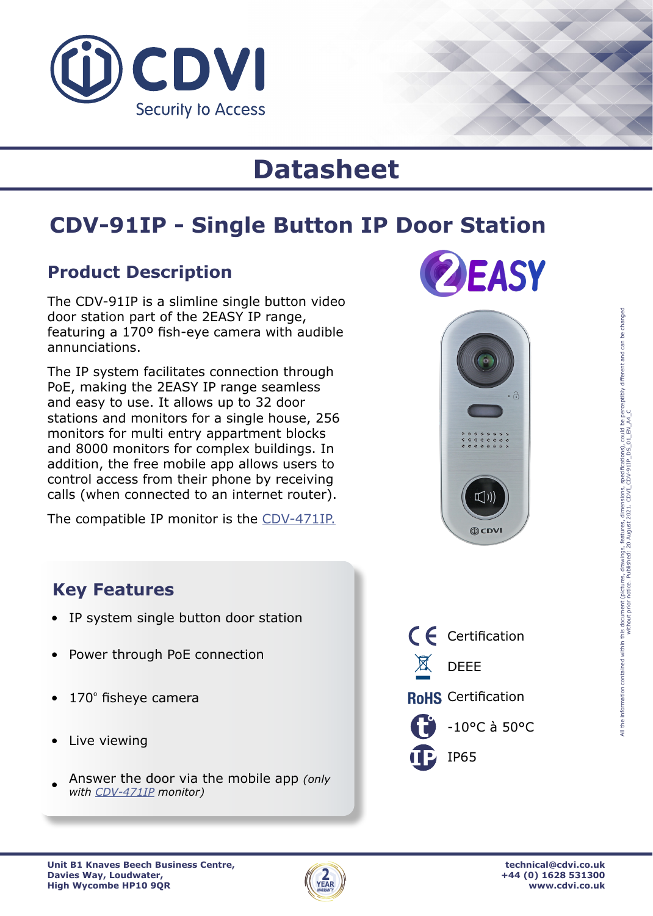# Datasheet

## CDV-91IP - Single Button IP Door Station

### Product Description

The CDV-91IP is a slimline single button video door station part of the 2EASY IP range, featuring a 170º fish-eye camera with audible annunciations.

The IP system facilitates connection through PoE, making the 2EASY IP range seamless and easy to use. It allows up to 32 door stations and monitors for a single house, 256 monitors for multi entry appartment blocks and 8000 monitors for complex buildings. In addition, the free mobile app allows users to control access from their phone by receiving calls (when connected to an internet router).

The compatible IP monitor is the CDV-471IP.

### Key Features

- IP system single button door station
- Power through PoE connection
- 170° fisheye camera
- Live viewing
- Answer the door via the mobile app *(only with CDV-471IP monitor)*

CE Certification

DEEE

RoHS Certification

-10°C à 50°C

IP65

All the information contained within this document (pictures, drawings, features, dimensions, specifications), could be perceptibly different and can be changed without prior notice. Published: 20 August 2021. CDVI_CDV-91IP_DS_01_EN_A4_C

**Unit B1 Knaves Beech Business Centre,**
**Davies Way, Loudwater,**
**High Wycombe HP10 9QR**

**technical@cdvi.co.uk**
**+44 (0) 1628 531300**
**www.cdvi.co.uk**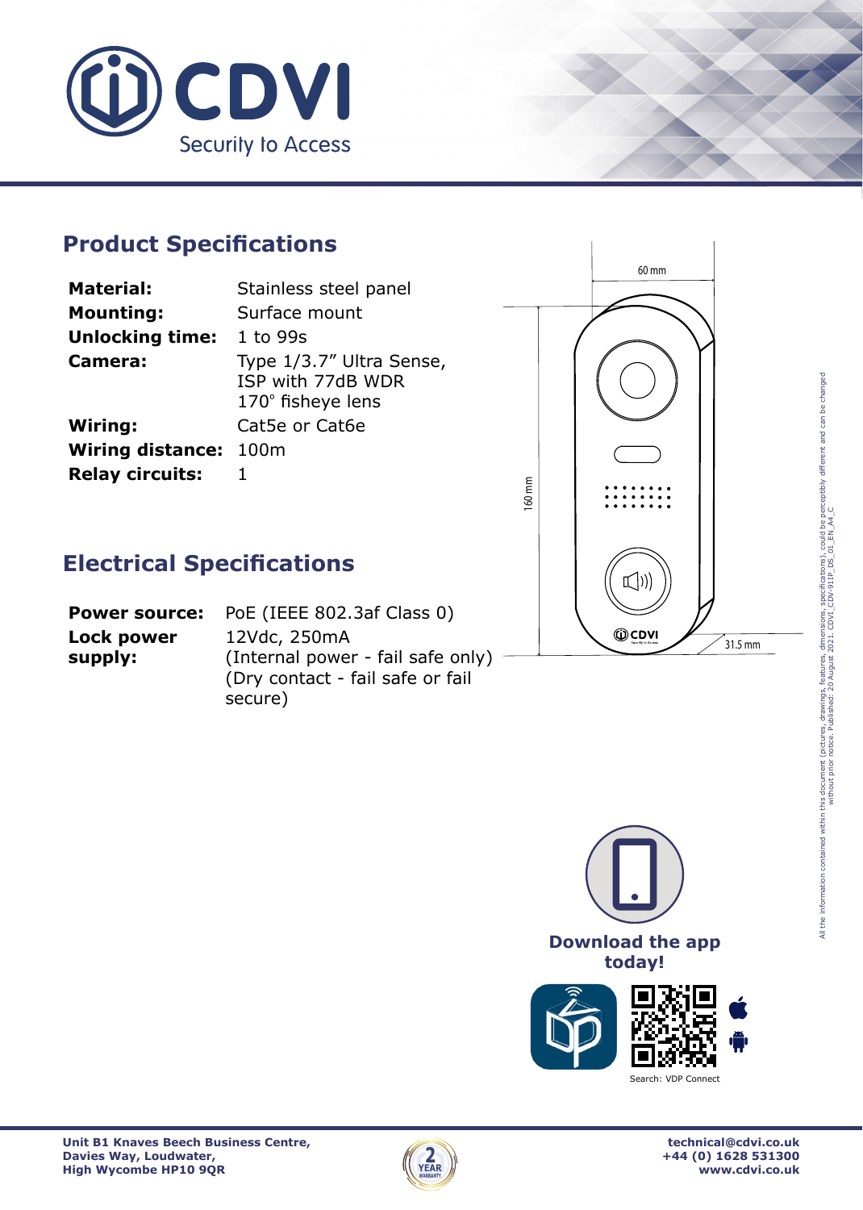CDVI

Security to Access

## Product Specifications

| | |
|---|---|
| **Material:** | Stainless steel panel |
| **Mounting:** | Surface mount |
| **Unlocking time:** | 1 to 99s |
| **Camera:** | Type 1/3.7" Ultra Sense, ISP with 77dB WDR 170˚ fisheye lens |
| **Wiring:** | Cat5e or Cat6e |
| **Wiring distance:** | 100m |
| **Relay circuits:** | 1 |

60 mm

160 mm

31.5 mm

## Electrical Specifications

| | |
|---|---|
| **Power source:** | PoE (IEEE 802.3af Class 0) |
| **Lock power supply:** | 12Vdc, 250mA (Internal power - fail safe only) (Dry contact - fail safe or fail secure) |

All the information contained within this document (pictures, drawings, features, dimensions, specifications), could be perceptibly different and can be changed without prior notice. Published: 20 August 2021. CDVI_CDV-91IP_DS_01_EN_A4_C

**Download the app today!**

Search: VDP Connect

**Unit B1 Knaves Beech Business Centre,**
**Davies Way, Loudwater,**
**High Wycombe HP10 9QR**

2 YEAR WARRANTY

**technical@cdvi.co.uk**
**+44 (0) 1628 531300**
**www.cdvi.co.uk**